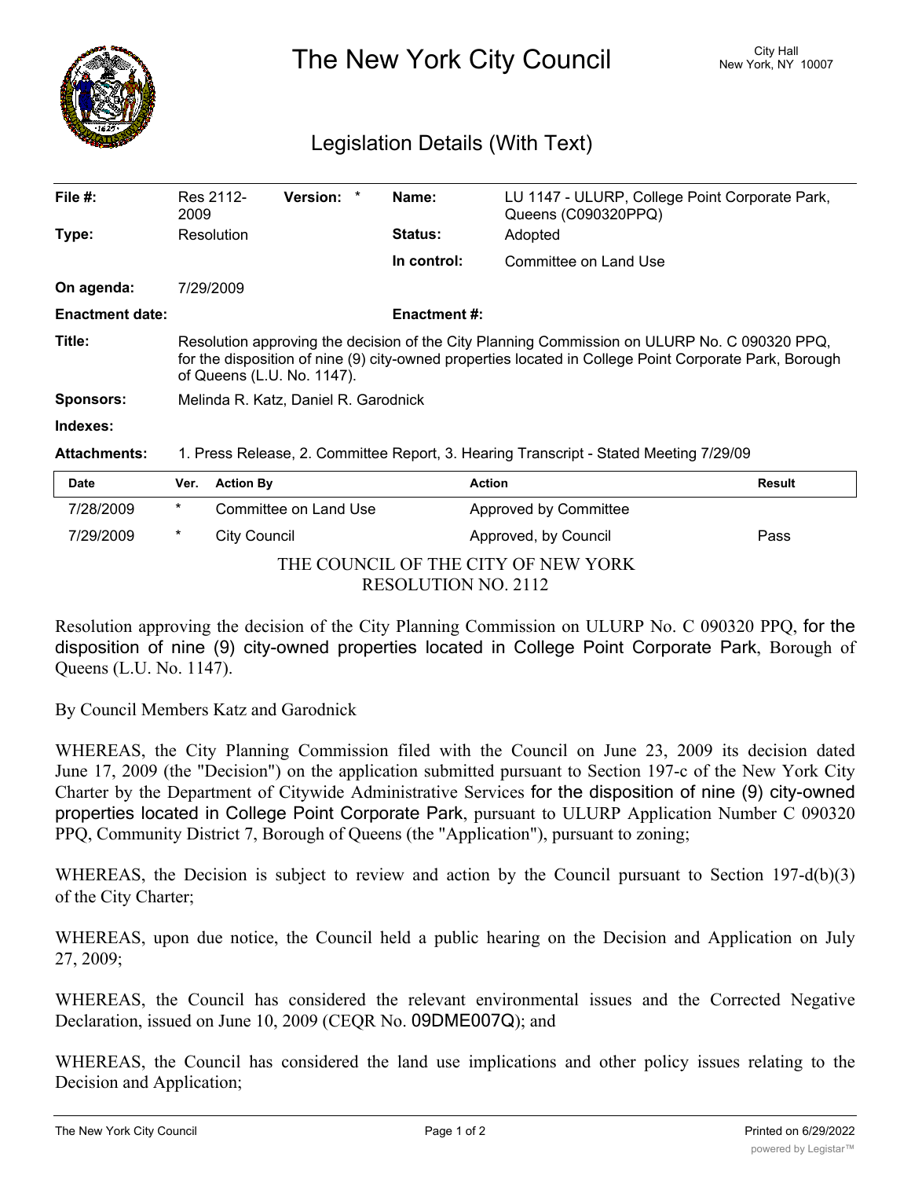# The New York City Council

City Hall
New York, NY 10007

## Legislation Details (With Text)

| | | | |
|---|---|---|---|
| **File #:** | Res 2112-2009 **Version:** * | **Name:** | LU 1147 - ULURP, College Point Corporate Park, Queens (C090320PPQ) |
| **Type:** | Resolution | **Status:** | Adopted |
| | | **In control:** | Committee on Land Use |
| **On agenda:** | 7/29/2009 | | |
| **Enactment date:** | | **Enactment #:** | |

**Title:** Resolution approving the decision of the City Planning Commission on ULURP No. C 090320 PPQ, for the disposition of nine (9) city-owned properties located in College Point Corporate Park, Borough of Queens (L.U. No. 1147).

**Sponsors:** Melinda R. Katz, Daniel R. Garodnick

**Indexes:**

**Attachments:** 1. Press Release, 2. Committee Report, 3. Hearing Transcript - Stated Meeting 7/29/09

| Date | Ver. | Action By | Action | Result |
|---|---|---|---|---|
| 7/28/2009 | * | Committee on Land Use | Approved by Committee | |
| 7/29/2009 | * | City Council | Approved, by Council | Pass |

THE COUNCIL OF THE CITY OF NEW YORK
RESOLUTION NO. 2112

Resolution approving the decision of the City Planning Commission on ULURP No. C 090320 PPQ, for the disposition of nine (9) city-owned properties located in College Point Corporate Park, Borough of Queens (L.U. No. 1147).

By Council Members Katz and Garodnick

WHEREAS, the City Planning Commission filed with the Council on June 23, 2009 its decision dated June 17, 2009 (the "Decision") on the application submitted pursuant to Section 197-c of the New York City Charter by the Department of Citywide Administrative Services for the disposition of nine (9) city-owned properties located in College Point Corporate Park, pursuant to ULURP Application Number C 090320 PPQ, Community District 7, Borough of Queens (the "Application"), pursuant to zoning;

WHEREAS, the Decision is subject to review and action by the Council pursuant to Section 197-d(b)(3) of the City Charter;

WHEREAS, upon due notice, the Council held a public hearing on the Decision and Application on July 27, 2009;

WHEREAS, the Council has considered the relevant environmental issues and the Corrected Negative Declaration, issued on June 10, 2009 (CEQR No. 09DME007Q); and

WHEREAS, the Council has considered the land use implications and other policy issues relating to the Decision and Application;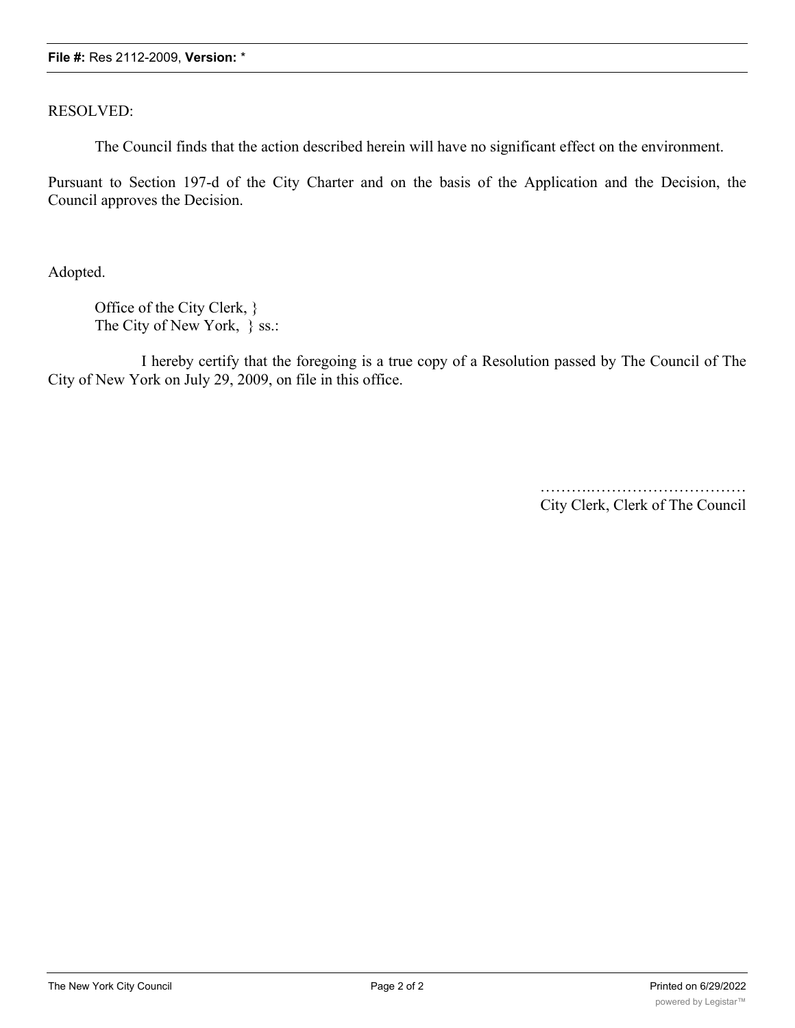RESOLVED:

The Council finds that the action described herein will have no significant effect on the environment.

Pursuant to Section 197-d of the City Charter and on the basis of the Application and the Decision, the Council approves the Decision.

Adopted.

Office of the City Clerk, }
The City of New York, } ss.:

I hereby certify that the foregoing is a true copy of a Resolution passed by The Council of The City of New York on July 29, 2009, on file in this office.

……….…………………………
City Clerk, Clerk of The Council